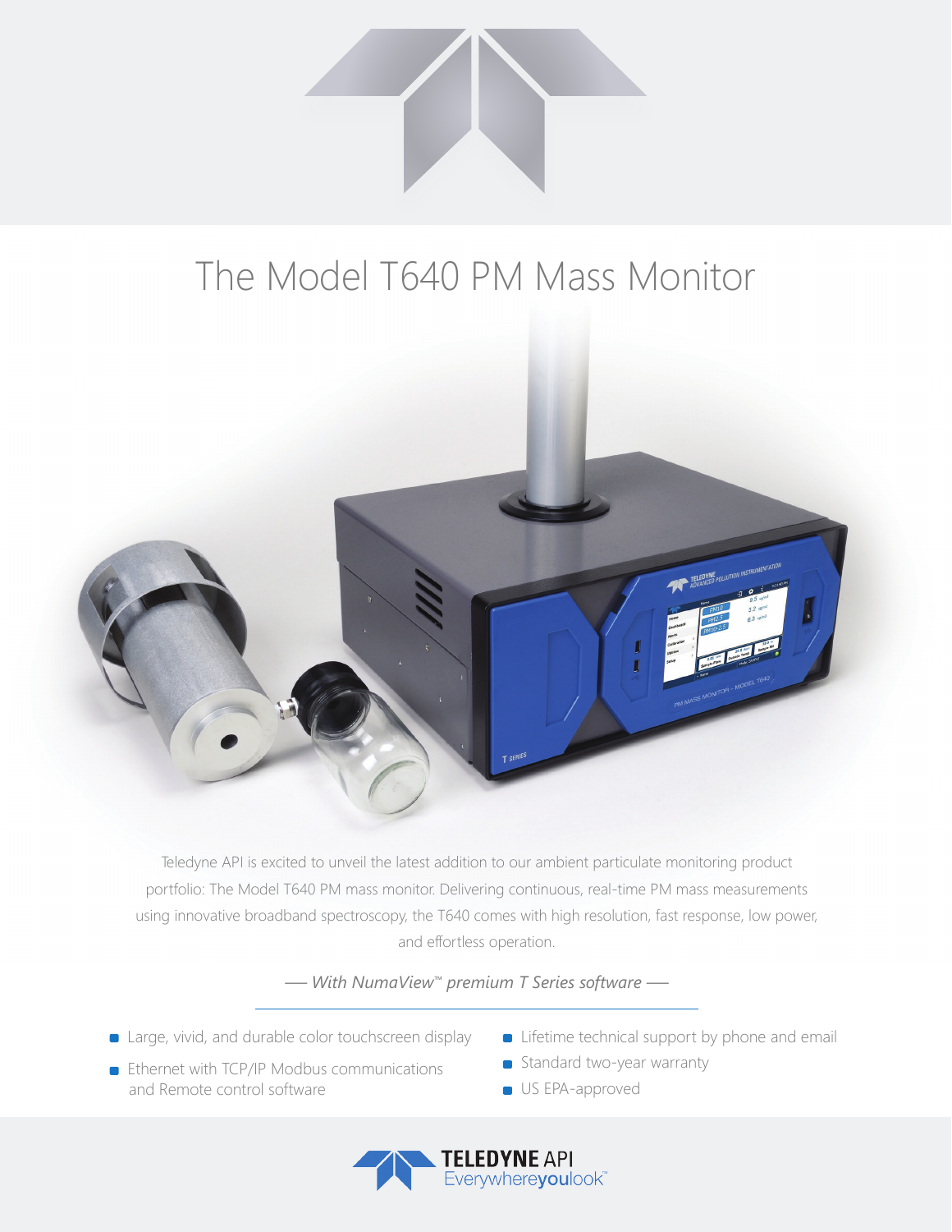# The Model T640 PM Mass Monitor

Teledyne API is excited to unveil the latest addition to our ambient particulate monitoring product portfolio: The Model T640 PM mass monitor. Delivering continuous, real-time PM mass measurements using innovative broadband spectroscopy, the T640 comes with high resolution, fast response, low power, and effortless operation.

*— With NumaView™ premium T Series software —*

- Large, vivid, and durable color touchscreen display
- Ethernet with TCP/IP Modbus communications and Remote control software
- Lifetime technical support by phone and email
- Standard two-year warranty
- US EPA-approved

**TELEDYNE** API
Everywhere**you**look™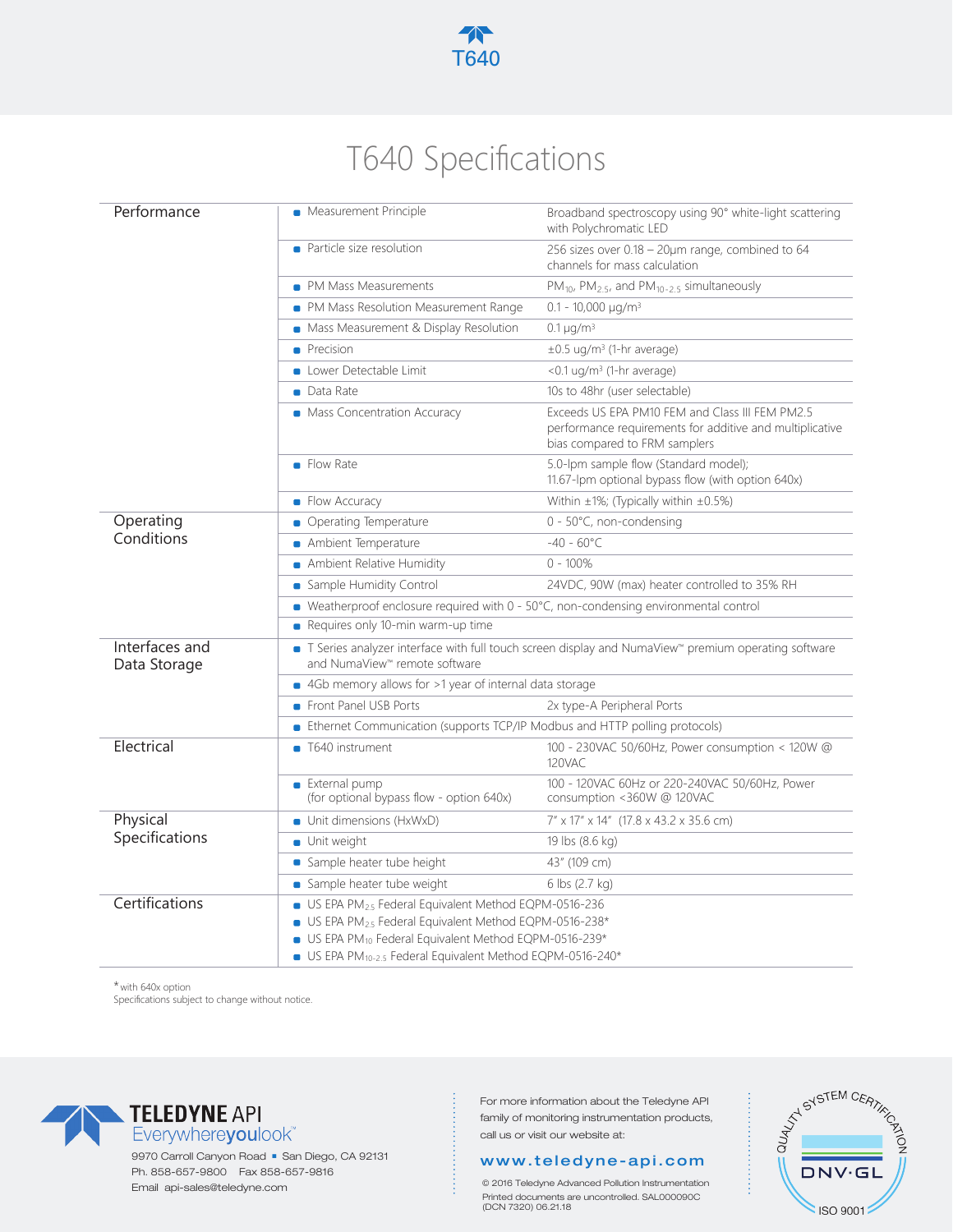T640

# T640 Specifications

| | | |
|---|---|---|
| Performance | Measurement Principle | Broadband spectroscopy using 90° white-light scattering with Polychromatic LED |
| | Particle size resolution | 256 sizes over 0.18 – 20µm range, combined to 64 channels for mass calculation |
| | PM Mass Measurements | $PM_{10}$, $PM_{2.5}$, and $PM_{10-2.5}$ simultaneously |
| | PM Mass Resolution Measurement Range | 0.1 - 10,000 µg/m³ |
| | Mass Measurement & Display Resolution | 0.1 µg/m³ |
| | Precision | ±0.5 ug/m³ (1-hr average) |
| | Lower Detectable Limit | <0.1 ug/m³ (1-hr average) |
| | Data Rate | 10s to 48hr (user selectable) |
| | Mass Concentration Accuracy | Exceeds US EPA PM10 FEM and Class III FEM PM2.5 performance requirements for additive and multiplicative bias compared to FRM samplers |
| | Flow Rate | 5.0-lpm sample flow (Standard model); 11.67-lpm optional bypass flow (with option 640x) |
| | Flow Accuracy | Within ±1%; (Typically within ±0.5%) |
| Operating Conditions | Operating Temperature | 0 - 50°C, non-condensing |
| | Ambient Temperature | -40 - 60°C |
| | Ambient Relative Humidity | 0 - 100% |
| | Sample Humidity Control | 24VDC, 90W (max) heater controlled to 35% RH |
| | Weatherproof enclosure required with 0 - 50°C, non-condensing environmental control | |
| | Requires only 10-min warm-up time | |
| Interfaces and Data Storage | T Series analyzer interface with full touch screen display and NumaView™ premium operating software and NumaView™ remote software | |
| | 4Gb memory allows for >1 year of internal data storage | |
| | Front Panel USB Ports | 2x type-A Peripheral Ports |
| | Ethernet Communication (supports TCP/IP Modbus and HTTP polling protocols) | |
| Electrical | T640 instrument | 100 - 230VAC 50/60Hz, Power consumption < 120W @ 120VAC |
| | External pump (for optional bypass flow - option 640x) | 100 - 120VAC 60Hz or 220-240VAC 50/60Hz, Power consumption <360W @ 120VAC |
| Physical Specifications | Unit dimensions (HxWxD) | 7" x 17" x 14" (17.8 x 43.2 x 35.6 cm) |
| | Unit weight | 19 lbs (8.6 kg) |
| | Sample heater tube height | 43" (109 cm) |
| | Sample heater tube weight | 6 lbs (2.7 kg) |
| Certifications | US EPA $PM_{2.5}$ Federal Equivalent Method EQPM-0516-236 | |
| | US EPA $PM_{2.5}$ Federal Equivalent Method EQPM-0516-238* | |
| | US EPA $PM_{10}$ Federal Equivalent Method EQPM-0516-239* | |
| | US EPA $PM_{10-2.5}$ Federal Equivalent Method EQPM-0516-240* | |

* with 640x option
Specifications subject to change without notice.

**TELEDYNE API**
Everywhereyoulook™
9970 Carroll Canyon Road ▪ San Diego, CA 92131
Ph. 858-657-9800 Fax 858-657-9816
Email api-sales@teledyne.com

For more information about the Teledyne API family of monitoring instrumentation products, call us or visit our website at:

**www.teledyne-api.com**

© 2016 Teledyne Advanced Pollution Instrumentation
Printed documents are uncontrolled. SAL000090C
(DCN 7320) 06.21.18

QUALITY SYSTEM CERTIFICATION
DNV·GL
ISO 9001